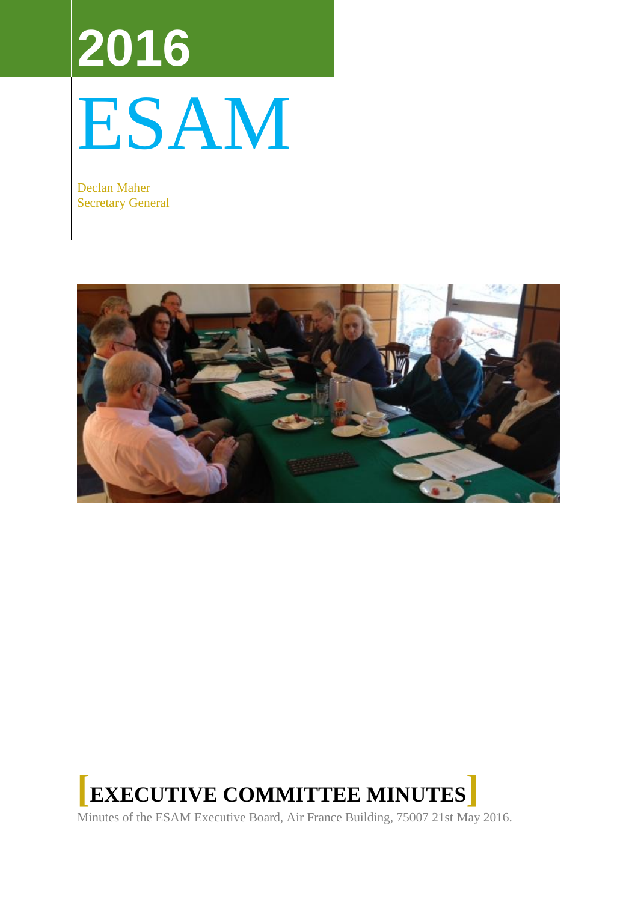# 2016

# ESAM

Declan Maher
Secretary General

## [EXECUTIVE COMMITTEE MINUTES]

Minutes of the ESAM Executive Board, Air France Building, 75007 21st May 2016.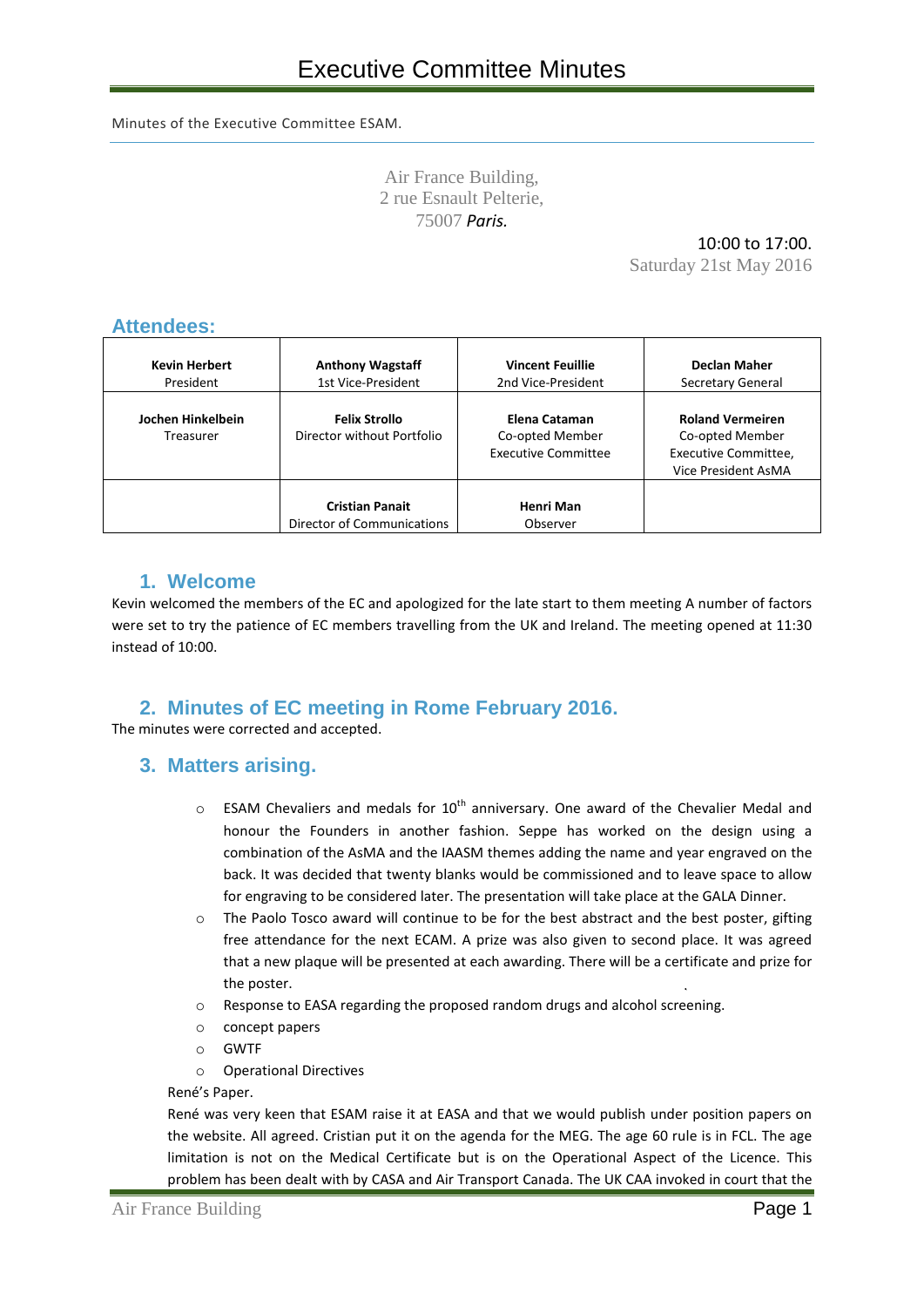# Executive Committee Minutes

Minutes of the Executive Committee ESAM.

Air France Building,
2 rue Esnault Pelterie,
75007 *Paris.*

10:00 to 17:00.
Saturday 21st May 2016

## Attendees:

| | | | |
|---|---|---|---|
| **Kevin Herbert** President | **Anthony Wagstaff** 1st Vice-President | **Vincent Feuillie** 2nd Vice-President | **Declan Maher** Secretary General |
| **Jochen Hinkelbein** Treasurer | **Felix Strollo** Director without Portfolio | **Elena Cataman** Co-opted Member Executive Committee | **Roland Vermeiren** Co-opted Member Executive Committee, Vice President AsMA |
| | **Cristian Panait** Director of Communications | **Henri Man** Observer | |

## 1. Welcome

Kevin welcomed the members of the EC and apologized for the late start to them meeting A number of factors were set to try the patience of EC members travelling from the UK and Ireland. The meeting opened at 11:30 instead of 10:00.

## 2. Minutes of EC meeting in Rome February 2016.

The minutes were corrected and accepted.

## 3. Matters arising.

- ESAM Chevaliers and medals for 10th anniversary. One award of the Chevalier Medal and honour the Founders in another fashion. Seppe has worked on the design using a combination of the AsMA and the IAASM themes adding the name and year engraved on the back. It was decided that twenty blanks would be commissioned and to leave space to allow for engraving to be considered later. The presentation will take place at the GALA Dinner.
- The Paolo Tosco award will continue to be for the best abstract and the best poster, gifting free attendance for the next ECAM. A prize was also given to second place. It was agreed that a new plaque will be presented at each awarding. There will be a certificate and prize for the poster.
- Response to EASA regarding the proposed random drugs and alcohol screening.
- concept papers
- GWTF
- Operational Directives

René's Paper.

René was very keen that ESAM raise it at EASA and that we would publish under position papers on the website. All agreed. Cristian put it on the agenda for the MEG. The age 60 rule is in FCL. The age limitation is not on the Medical Certificate but is on the Operational Aspect of the Licence. This problem has been dealt with by CASA and Air Transport Canada. The UK CAA invoked in court that the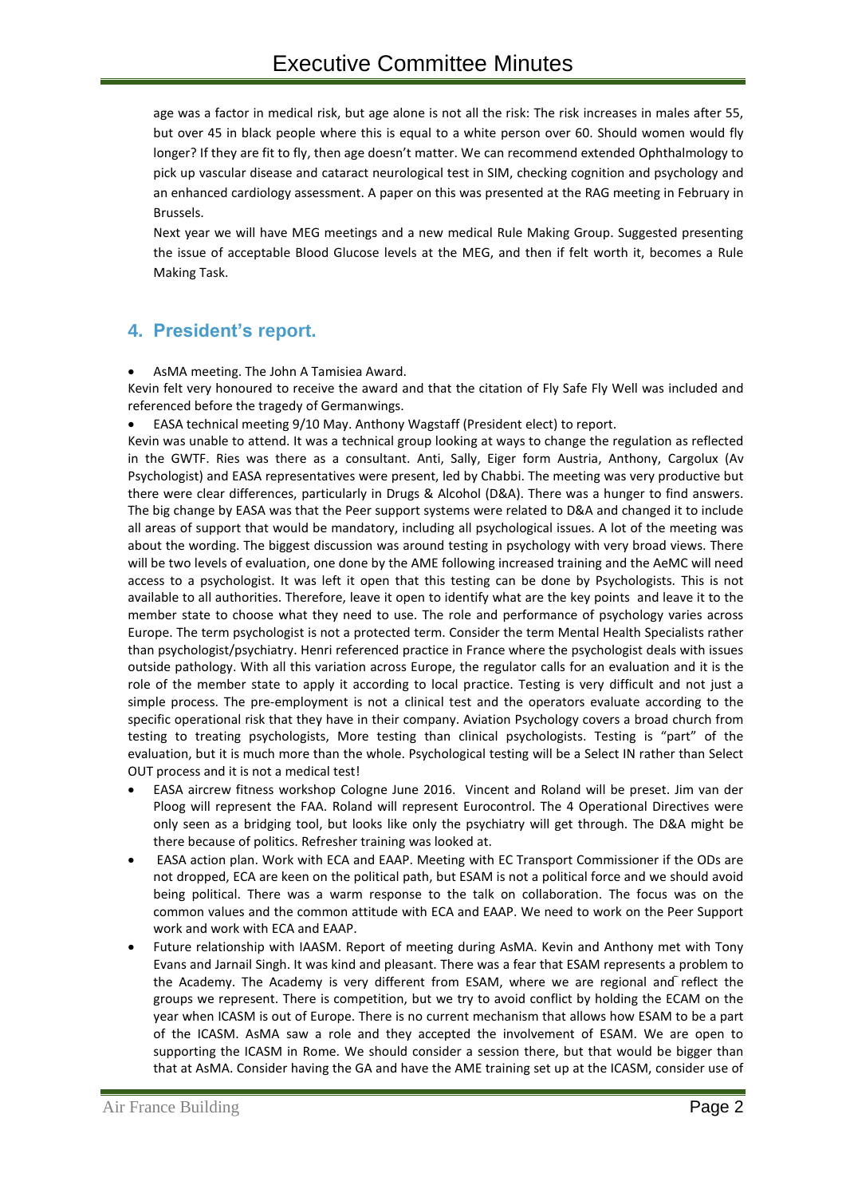age was a factor in medical risk, but age alone is not all the risk: The risk increases in males after 55, but over 45 in black people where this is equal to a white person over 60. Should women would fly longer? If they are fit to fly, then age doesn't matter. We can recommend extended Ophthalmology to pick up vascular disease and cataract neurological test in SIM, checking cognition and psychology and an enhanced cardiology assessment. A paper on this was presented at the RAG meeting in February in Brussels.

Next year we will have MEG meetings and a new medical Rule Making Group. Suggested presenting the issue of acceptable Blood Glucose levels at the MEG, and then if felt worth it, becomes a Rule Making Task.

## 4. President's report.

- AsMA meeting. The John A Tamisiea Award.

Kevin felt very honoured to receive the award and that the citation of Fly Safe Fly Well was included and referenced before the tragedy of Germanwings.

- EASA technical meeting 9/10 May. Anthony Wagstaff (President elect) to report.

Kevin was unable to attend. It was a technical group looking at ways to change the regulation as reflected in the GWTF. Ries was there as a consultant. Anti, Sally, Eiger form Austria, Anthony, Cargolux (Av Psychologist) and EASA representatives were present, led by Chabbi. The meeting was very productive but there were clear differences, particularly in Drugs & Alcohol (D&A). There was a hunger to find answers. The big change by EASA was that the Peer support systems were related to D&A and changed it to include all areas of support that would be mandatory, including all psychological issues. A lot of the meeting was about the wording. The biggest discussion was around testing in psychology with very broad views. There will be two levels of evaluation, one done by the AME following increased training and the AeMC will need access to a psychologist. It was left it open that this testing can be done by Psychologists. This is not available to all authorities. Therefore, leave it open to identify what are the key points and leave it to the member state to choose what they need to use. The role and performance of psychology varies across Europe. The term psychologist is not a protected term. Consider the term Mental Health Specialists rather than psychologist/psychiatry. Henri referenced practice in France where the psychologist deals with issues outside pathology. With all this variation across Europe, the regulator calls for an evaluation and it is the role of the member state to apply it according to local practice. Testing is very difficult and not just a simple process. The pre-employment is not a clinical test and the operators evaluate according to the specific operational risk that they have in their company. Aviation Psychology covers a broad church from testing to treating psychologists, More testing than clinical psychologists. Testing is "part" of the evaluation, but it is much more than the whole. Psychological testing will be a Select IN rather than Select OUT process and it is not a medical test!

- EASA aircrew fitness workshop Cologne June 2016. Vincent and Roland will be preset. Jim van der Ploog will represent the FAA. Roland will represent Eurocontrol. The 4 Operational Directives were only seen as a bridging tool, but looks like only the psychiatry will get through. The D&A might be there because of politics. Refresher training was looked at.
- EASA action plan. Work with ECA and EAAP. Meeting with EC Transport Commissioner if the ODs are not dropped, ECA are keen on the political path, but ESAM is not a political force and we should avoid being political. There was a warm response to the talk on collaboration. The focus was on the common values and the common attitude with ECA and EAAP. We need to work on the Peer Support work and work with ECA and EAAP.
- Future relationship with IAASM. Report of meeting during AsMA. Kevin and Anthony met with Tony Evans and Jarnail Singh. It was kind and pleasant. There was a fear that ESAM represents a problem to the Academy. The Academy is very different from ESAM, where we are regional and reflect the groups we represent. There is competition, but we try to avoid conflict by holding the ECAM on the year when ICASM is out of Europe. There is no current mechanism that allows how ESAM to be a part of the ICASM. AsMA saw a role and they accepted the involvement of ESAM. We are open to supporting the ICASM in Rome. We should consider a session there, but that would be bigger than that at AsMA. Consider having the GA and have the AME training set up at the ICASM, consider use of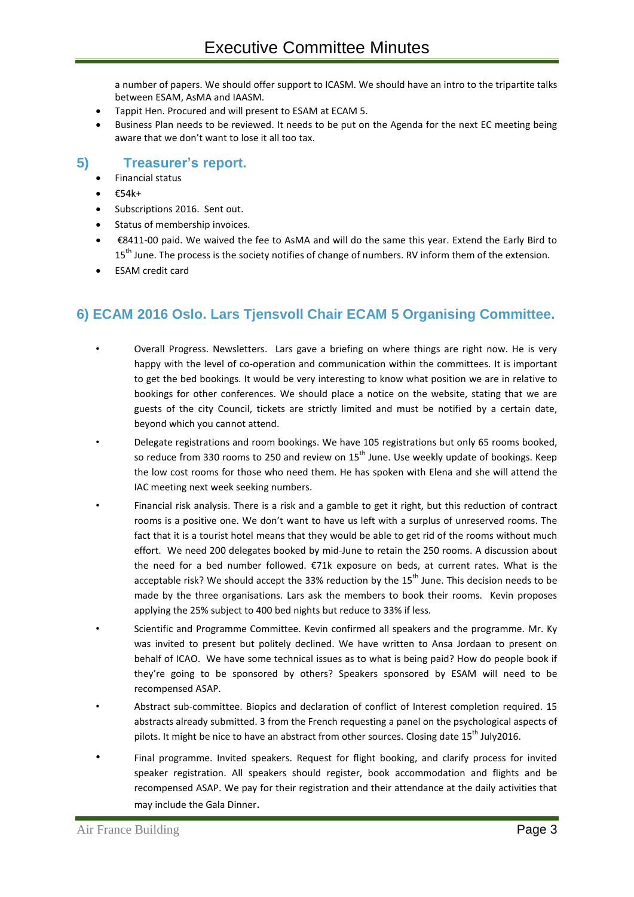a number of papers. We should offer support to ICASM. We should have an intro to the tripartite talks between ESAM, AsMA and IAASM.

- Tappit Hen. Procured and will present to ESAM at ECAM 5.
- Business Plan needs to be reviewed. It needs to be put on the Agenda for the next EC meeting being aware that we don't want to lose it all too tax.

## 5) Treasurer's report.

- Financial status
- €54k+
- Subscriptions 2016. Sent out.
- Status of membership invoices.
- €8411-00 paid. We waived the fee to AsMA and will do the same this year. Extend the Early Bird to 15th June. The process is the society notifies of change of numbers. RV inform them of the extension.
- ESAM credit card

## 6) ECAM 2016 Oslo. Lars Tjensvoll Chair ECAM 5 Organising Committee.

- Overall Progress. Newsletters. Lars gave a briefing on where things are right now. He is very happy with the level of co-operation and communication within the committees. It is important to get the bed bookings. It would be very interesting to know what position we are in relative to bookings for other conferences. We should place a notice on the website, stating that we are guests of the city Council, tickets are strictly limited and must be notified by a certain date, beyond which you cannot attend.
- Delegate registrations and room bookings. We have 105 registrations but only 65 rooms booked, so reduce from 330 rooms to 250 and review on 15th June. Use weekly update of bookings. Keep the low cost rooms for those who need them. He has spoken with Elena and she will attend the IAC meeting next week seeking numbers.
- Financial risk analysis. There is a risk and a gamble to get it right, but this reduction of contract rooms is a positive one. We don't want to have us left with a surplus of unreserved rooms. The fact that it is a tourist hotel means that they would be able to get rid of the rooms without much effort. We need 200 delegates booked by mid-June to retain the 250 rooms. A discussion about the need for a bed number followed. €71k exposure on beds, at current rates. What is the acceptable risk? We should accept the 33% reduction by the 15th June. This decision needs to be made by the three organisations. Lars ask the members to book their rooms. Kevin proposes applying the 25% subject to 400 bed nights but reduce to 33% if less.
- Scientific and Programme Committee. Kevin confirmed all speakers and the programme. Mr. Ky was invited to present but politely declined. We have written to Ansa Jordaan to present on behalf of ICAO. We have some technical issues as to what is being paid? How do people book if they're going to be sponsored by others? Speakers sponsored by ESAM will need to be recompensed ASAP.
- Abstract sub-committee. Biopics and declaration of conflict of Interest completion required. 15 abstracts already submitted. 3 from the French requesting a panel on the psychological aspects of pilots. It might be nice to have an abstract from other sources. Closing date 15th July2016.
- Final programme. Invited speakers. Request for flight booking, and clarify process for invited speaker registration. All speakers should register, book accommodation and flights and be recompensed ASAP. We pay for their registration and their attendance at the daily activities that may include the Gala Dinner.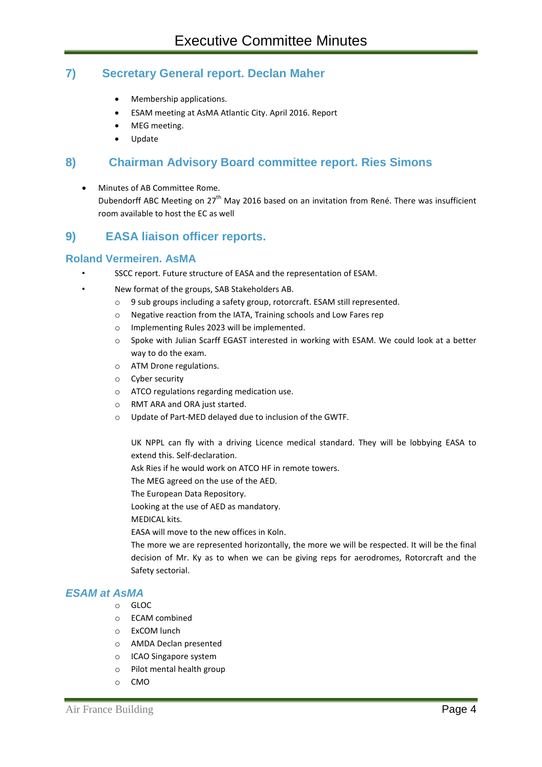## 7) Secretary General report. Declan Maher

- Membership applications.
- ESAM meeting at AsMA Atlantic City. April 2016. Report
- MEG meeting.
- Update

## 8) Chairman Advisory Board committee report. Ries Simons

- Minutes of AB Committee Rome.
  Dubendorff ABC Meeting on 27th May 2016 based on an invitation from René. There was insufficient room available to host the EC as well

## 9) EASA liaison officer reports.

### Roland Vermeiren. AsMA

- SSCC report. Future structure of EASA and the representation of ESAM.
- New format of the groups, SAB Stakeholders AB.
  - 9 sub groups including a safety group, rotorcraft. ESAM still represented.
  - Negative reaction from the IATA, Training schools and Low Fares rep
  - Implementing Rules 2023 will be implemented.
  - Spoke with Julian Scarff EGAST interested in working with ESAM. We could look at a better way to do the exam.
  - ATM Drone regulations.
  - Cyber security
  - ATCO regulations regarding medication use.
  - RMT ARA and ORA just started.
  - Update of Part-MED delayed due to inclusion of the GWTF.

  UK NPPL can fly with a driving Licence medical standard. They will be lobbying EASA to extend this. Self-declaration.
  Ask Ries if he would work on ATCO HF in remote towers.
  The MEG agreed on the use of the AED.
  The European Data Repository.
  Looking at the use of AED as mandatory.
  MEDICAL kits.
  EASA will move to the new offices in Koln.
  The more we are represented horizontally, the more we will be respected. It will be the final decision of Mr. Ky as to when we can be giving reps for aerodromes, Rotorcraft and the Safety sectorial.

### *ESAM at AsMA*

- GLOC
- ECAM combined
- ExCOM lunch
- AMDA Declan presented
- ICAO Singapore system
- Pilot mental health group
- CMO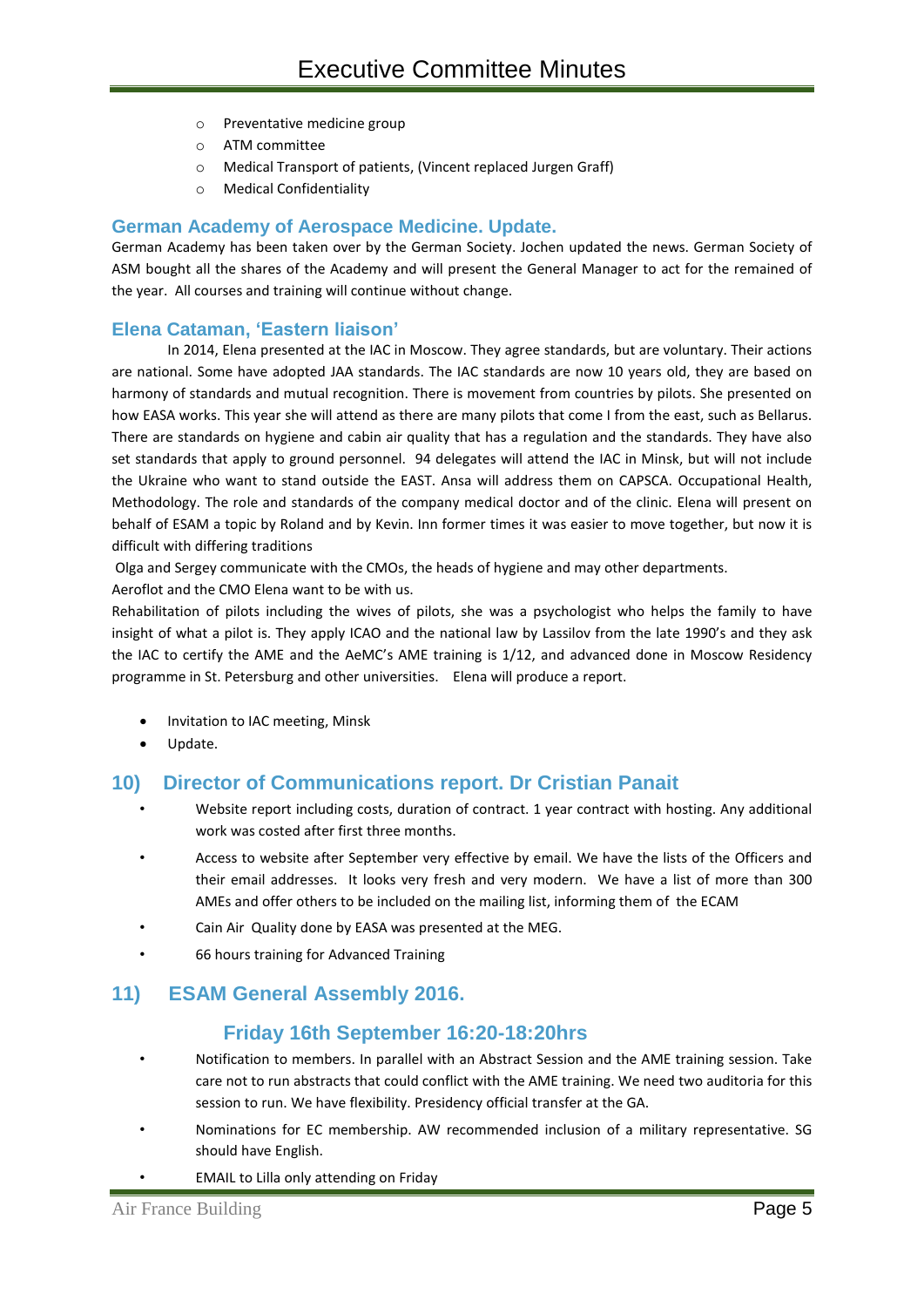- Preventative medicine group
- ATM committee
- Medical Transport of patients, (Vincent replaced Jurgen Graff)
- Medical Confidentiality

### German Academy of Aerospace Medicine. Update.

German Academy has been taken over by the German Society. Jochen updated the news. German Society of ASM bought all the shares of the Academy and will present the General Manager to act for the remained of the year. All courses and training will continue without change.

### Elena Cataman, 'Eastern liaison'

In 2014, Elena presented at the IAC in Moscow. They agree standards, but are voluntary. Their actions are national. Some have adopted JAA standards. The IAC standards are now 10 years old, they are based on harmony of standards and mutual recognition. There is movement from countries by pilots. She presented on how EASA works. This year she will attend as there are many pilots that come I from the east, such as Bellarus. There are standards on hygiene and cabin air quality that has a regulation and the standards. They have also set standards that apply to ground personnel. 94 delegates will attend the IAC in Minsk, but will not include the Ukraine who want to stand outside the EAST. Ansa will address them on CAPSCA. Occupational Health, Methodology. The role and standards of the company medical doctor and of the clinic. Elena will present on behalf of ESAM a topic by Roland and by Kevin. Inn former times it was easier to move together, but now it is difficult with differing traditions

Olga and Sergey communicate with the CMOs, the heads of hygiene and may other departments.

Aeroflot and the CMO Elena want to be with us.

Rehabilitation of pilots including the wives of pilots, she was a psychologist who helps the family to have insight of what a pilot is. They apply ICAO and the national law by Lassilov from the late 1990's and they ask the IAC to certify the AME and the AeMC's AME training is 1/12, and advanced done in Moscow Residency programme in St. Petersburg and other universities. Elena will produce a report.

- Invitation to IAC meeting, Minsk
- Update.

## 10) Director of Communications report. Dr Cristian Panait

- Website report including costs, duration of contract. 1 year contract with hosting. Any additional work was costed after first three months.
- Access to website after September very effective by email. We have the lists of the Officers and their email addresses. It looks very fresh and very modern. We have a list of more than 300 AMEs and offer others to be included on the mailing list, informing them of the ECAM
- Cain Air Quality done by EASA was presented at the MEG.
- 66 hours training for Advanced Training

## 11) ESAM General Assembly 2016.

### Friday 16th September 16:20-18:20hrs

- Notification to members. In parallel with an Abstract Session and the AME training session. Take care not to run abstracts that could conflict with the AME training. We need two auditoria for this session to run. We have flexibility. Presidency official transfer at the GA.
- Nominations for EC membership. AW recommended inclusion of a military representative. SG should have English.
- EMAIL to Lilla only attending on Friday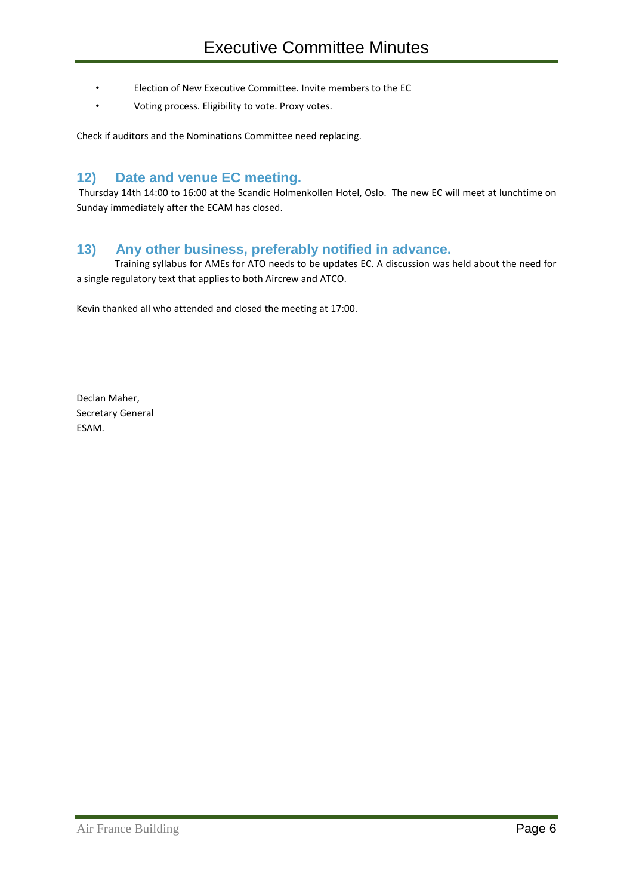- Election of New Executive Committee. Invite members to the EC
- Voting process. Eligibility to vote. Proxy votes.

Check if auditors and the Nominations Committee need replacing.

## 12) Date and venue EC meeting.

Thursday 14th 14:00 to 16:00 at the Scandic Holmenkollen Hotel, Oslo. The new EC will meet at lunchtime on Sunday immediately after the ECAM has closed.

## 13) Any other business, preferably notified in advance.

Training syllabus for AMEs for ATO needs to be updates EC. A discussion was held about the need for a single regulatory text that applies to both Aircrew and ATCO.

Kevin thanked all who attended and closed the meeting at 17:00.

Declan Maher,
Secretary General
ESAM.